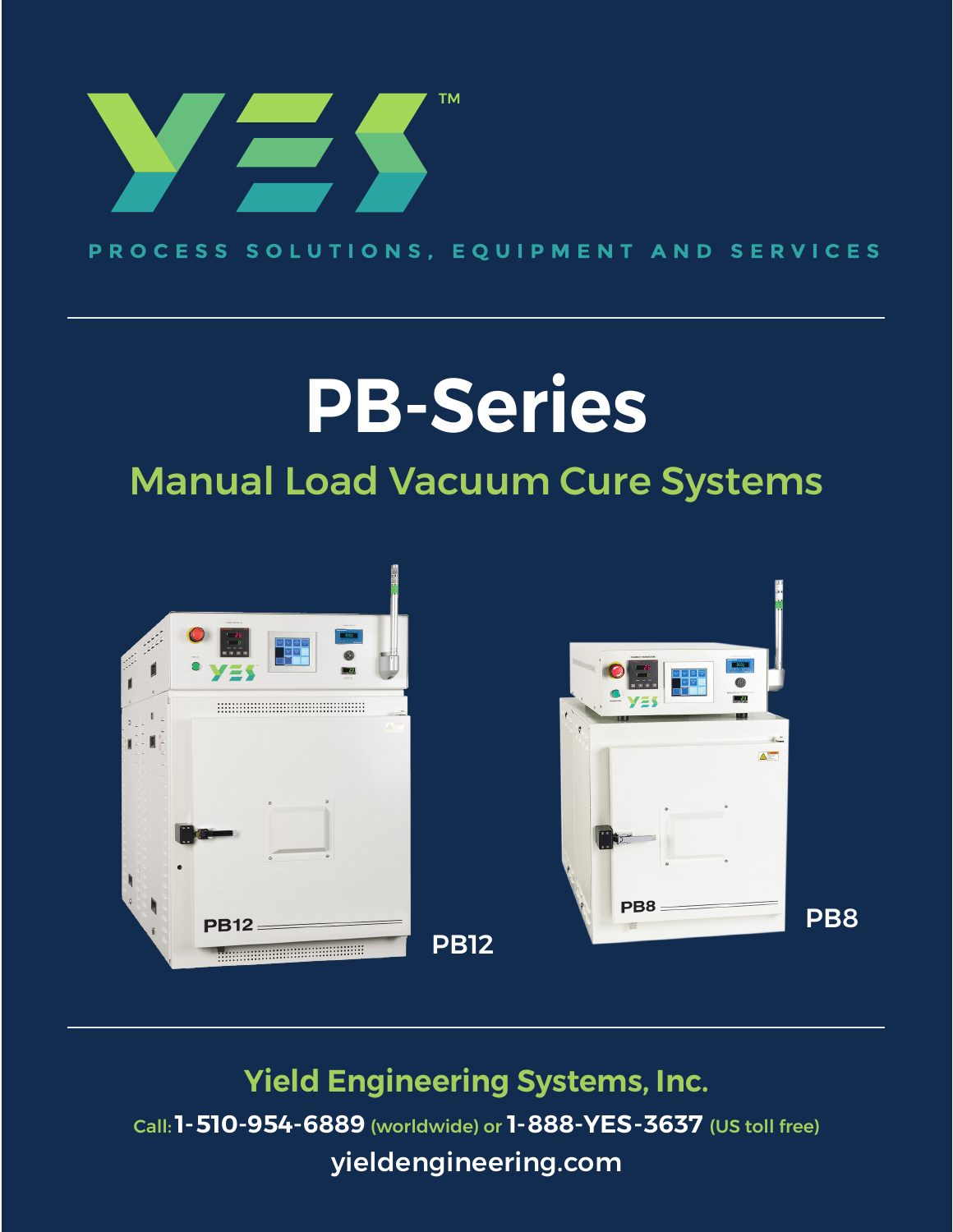YES™

PROCESS SOLUTIONS, EQUIPMENT AND SERVICES

# PB-Series

## Manual Load Vacuum Cure Systems

PB12

PB8

**Yield Engineering Systems, Inc.**

Call: **1-510-954-6889** (worldwide) or **1-888-YES-3637** (US toll free)

yieldengineering.com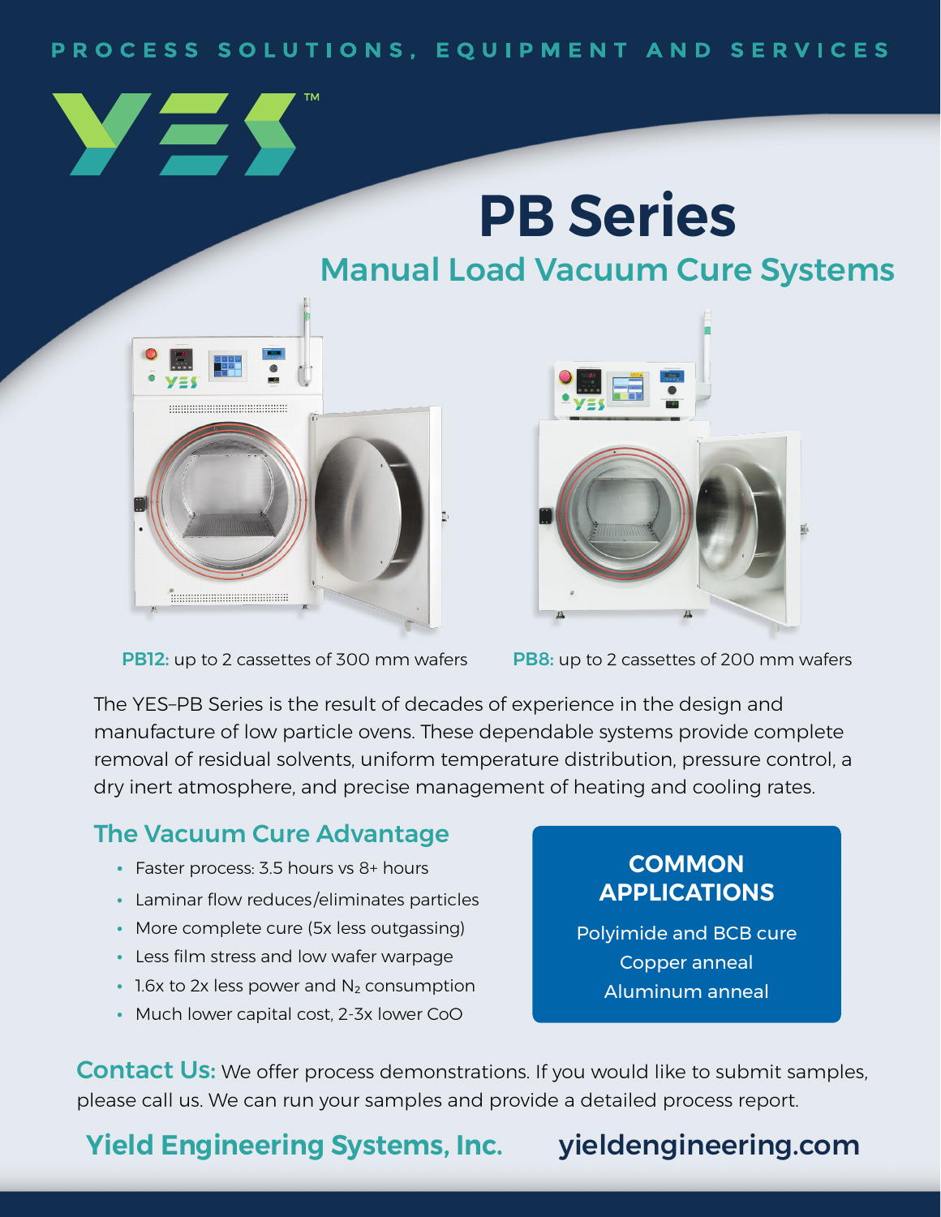PROCESS SOLUTIONS, EQUIPMENT AND SERVICES

# PB Series

## Manual Load Vacuum Cure Systems

**PB12:** up to 2 cassettes of 300 mm wafers

**PB8:** up to 2 cassettes of 200 mm wafers

The YES–PB Series is the result of decades of experience in the design and manufacture of low particle ovens. These dependable systems provide complete removal of residual solvents, uniform temperature distribution, pressure control, a dry inert atmosphere, and precise management of heating and cooling rates.

### The Vacuum Cure Advantage

- Faster process: 3.5 hours vs 8+ hours
- Laminar flow reduces/eliminates particles
- More complete cure (5x less outgassing)
- Less film stress and low wafer warpage
- 1.6x to 2x less power and $N_2$ consumption
- Much lower capital cost, 2-3x lower CoO

### COMMON APPLICATIONS

Polyimide and BCB cure
Copper anneal
Aluminum anneal

**Contact Us:** We offer process demonstrations. If you would like to submit samples, please call us. We can run your samples and provide a detailed process report.

**Yield Engineering Systems, Inc.** **yieldengineering.com**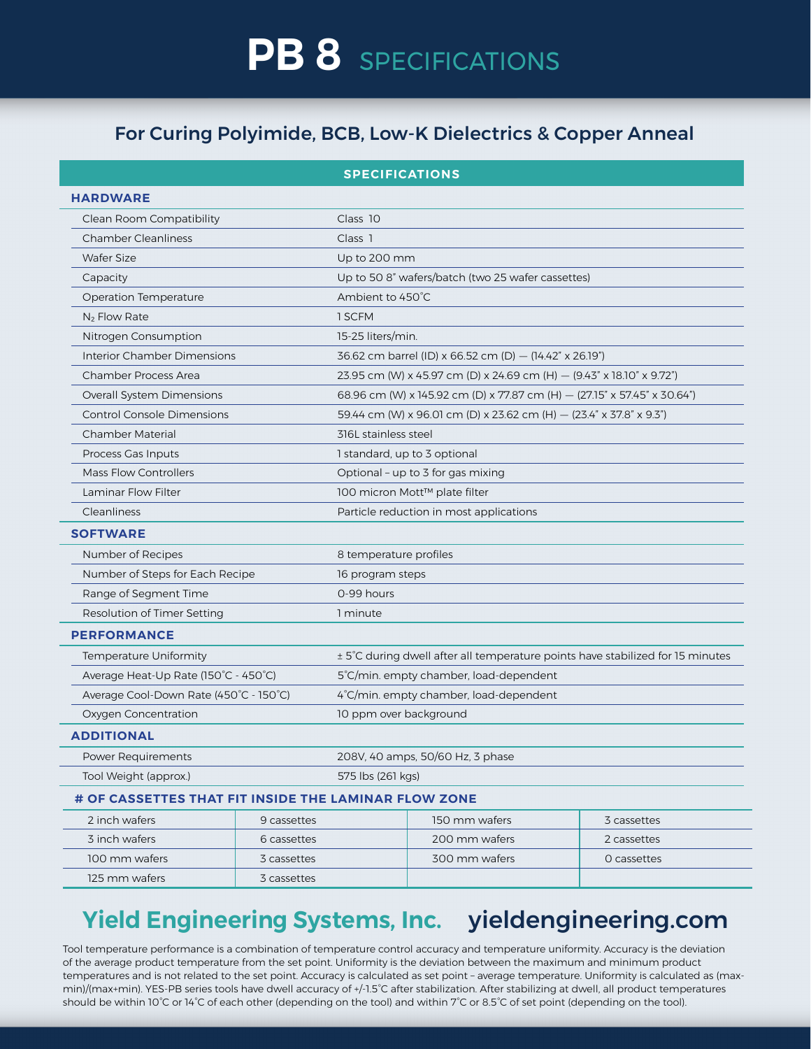# PB 8 SPECIFICATIONS

## For Curing Polyimide, BCB, Low-K Dielectrics & Copper Anneal

| SPECIFICATIONS | |
|---|---|
| **HARDWARE** | |
| Clean Room Compatibility | Class 10 |
| Chamber Cleanliness | Class 1 |
| Wafer Size | Up to 200 mm |
| Capacity | Up to 50 8" wafers/batch (two 25 wafer cassettes) |
| Operation Temperature | Ambient to 450˚C |
| $N_2$ Flow Rate | 1 SCFM |
| Nitrogen Consumption | 15-25 liters/min. |
| Interior Chamber Dimensions | 36.62 cm barrel (ID) x 66.52 cm (D) — (14.42" x 26.19") |
| Chamber Process Area | 23.95 cm (W) x 45.97 cm (D) x 24.69 cm (H) — (9.43" x 18.10" x 9.72") |
| Overall System Dimensions | 68.96 cm (W) x 145.92 cm (D) x 77.87 cm (H) — (27.15" x 57.45" x 30.64") |
| Control Console Dimensions | 59.44 cm (W) x 96.01 cm (D) x 23.62 cm (H) — (23.4" x 37.8" x 9.3") |
| Chamber Material | 316L stainless steel |
| Process Gas Inputs | 1 standard, up to 3 optional |
| Mass Flow Controllers | Optional – up to 3 for gas mixing |
| Laminar Flow Filter | 100 micron Mott™ plate filter |
| Cleanliness | Particle reduction in most applications |
| **SOFTWARE** | |
| Number of Recipes | 8 temperature profiles |
| Number of Steps for Each Recipe | 16 program steps |
| Range of Segment Time | 0-99 hours |
| Resolution of Timer Setting | 1 minute |
| **PERFORMANCE** | |
| Temperature Uniformity | ± 5˚C during dwell after all temperature points have stabilized for 15 minutes |
| Average Heat-Up Rate (150˚C - 450˚C) | 5˚C/min. empty chamber, load-dependent |
| Average Cool-Down Rate (450˚C - 150˚C) | 4˚C/min. empty chamber, load-dependent |
| Oxygen Concentration | 10 ppm over background |
| **ADDITIONAL** | |
| Power Requirements | 208V, 40 amps, 50/60 Hz, 3 phase |
| Tool Weight (approx.) | 575 lbs (261 kgs) |

### # OF CASSETTES THAT FIT INSIDE THE LAMINAR FLOW ZONE

| | | | |
|---|---|---|---|
| 2 inch wafers | 9 cassettes | 150 mm wafers | 3 cassettes |
| 3 inch wafers | 6 cassettes | 200 mm wafers | 2 cassettes |
| 100 mm wafers | 3 cassettes | 300 mm wafers | 0 cassettes |
| 125 mm wafers | 3 cassettes | | |

## Yield Engineering Systems, Inc. yieldengineering.com

Tool temperature performance is a combination of temperature control accuracy and temperature uniformity. Accuracy is the deviation of the average product temperature from the set point. Uniformity is the deviation between the maximum and minimum product temperatures and is not related to the set point. Accuracy is calculated as set point – average temperature. Uniformity is calculated as (max-min)/(max+min). YES-PB series tools have dwell accuracy of +/-1.5˚C after stabilization. After stabilizing at dwell, all product temperatures should be within 10˚C or 14˚C of each other (depending on the tool) and within 7˚C or 8.5˚C of set point (depending on the tool).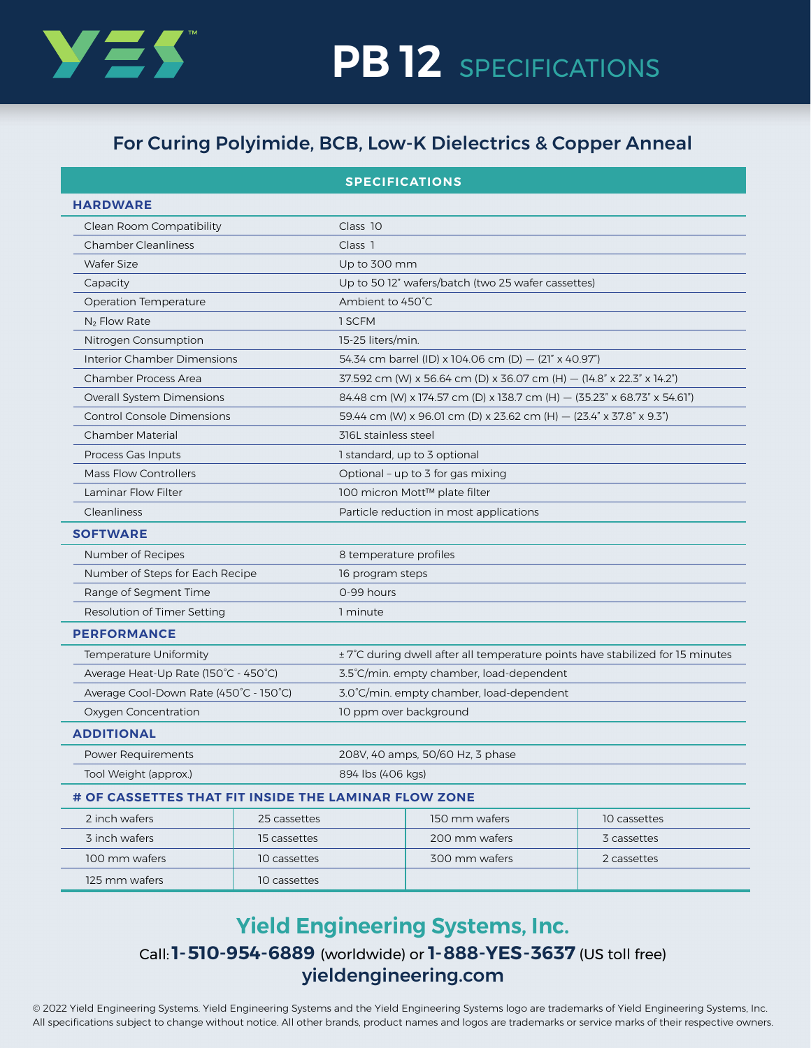# PB 12 SPECIFICATIONS

## For Curing Polyimide, BCB, Low-K Dielectrics & Copper Anneal

| SPECIFICATIONS | |
|---|---|
| **HARDWARE** | |
| Clean Room Compatibility | Class 10 |
| Chamber Cleanliness | Class 1 |
| Wafer Size | Up to 300 mm |
| Capacity | Up to 50 12" wafers/batch (two 25 wafer cassettes) |
| Operation Temperature | Ambient to 450˚C |
| $N_2$ Flow Rate | 1 SCFM |
| Nitrogen Consumption | 15-25 liters/min. |
| Interior Chamber Dimensions | 54.34 cm barrel (ID) x 104.06 cm (D) — (21" x 40.97") |
| Chamber Process Area | 37.592 cm (W) x 56.64 cm (D) x 36.07 cm (H) — (14.8" x 22.3" x 14.2") |
| Overall System Dimensions | 84.48 cm (W) x 174.57 cm (D) x 138.7 cm (H) — (35.23" x 68.73" x 54.61") |
| Control Console Dimensions | 59.44 cm (W) x 96.01 cm (D) x 23.62 cm (H) — (23.4" x 37.8" x 9.3") |
| Chamber Material | 316L stainless steel |
| Process Gas Inputs | 1 standard, up to 3 optional |
| Mass Flow Controllers | Optional – up to 3 for gas mixing |
| Laminar Flow Filter | 100 micron Mott™ plate filter |
| Cleanliness | Particle reduction in most applications |
| **SOFTWARE** | |
| Number of Recipes | 8 temperature profiles |
| Number of Steps for Each Recipe | 16 program steps |
| Range of Segment Time | 0-99 hours |
| Resolution of Timer Setting | 1 minute |
| **PERFORMANCE** | |
| Temperature Uniformity | ± 7˚C during dwell after all temperature points have stabilized for 15 minutes |
| Average Heat-Up Rate (150˚C - 450˚C) | 3.5˚C/min. empty chamber, load-dependent |
| Average Cool-Down Rate (450˚C - 150˚C) | 3.0˚C/min. empty chamber, load-dependent |
| Oxygen Concentration | 10 ppm over background |
| **ADDITIONAL** | |
| Power Requirements | 208V, 40 amps, 50/60 Hz, 3 phase |
| Tool Weight (approx.) | 894 lbs (406 kgs) |

### # OF CASSETTES THAT FIT INSIDE THE LAMINAR FLOW ZONE

| | | | |
|---|---|---|---|
| 2 inch wafers | 25 cassettes | 150 mm wafers | 10 cassettes |
| 3 inch wafers | 15 cassettes | 200 mm wafers | 3 cassettes |
| 100 mm wafers | 10 cassettes | 300 mm wafers | 2 cassettes |
| 125 mm wafers | 10 cassettes | | |

## Yield Engineering Systems, Inc.

Call: **1-510-954-6889** (worldwide) or **1-888-YES-3637** (US toll free)

**yieldengineering.com**

© 2022 Yield Engineering Systems. Yield Engineering Systems and the Yield Engineering Systems logo are trademarks of Yield Engineering Systems, Inc. All specifications subject to change without notice. All other brands, product names and logos are trademarks or service marks of their respective owners.